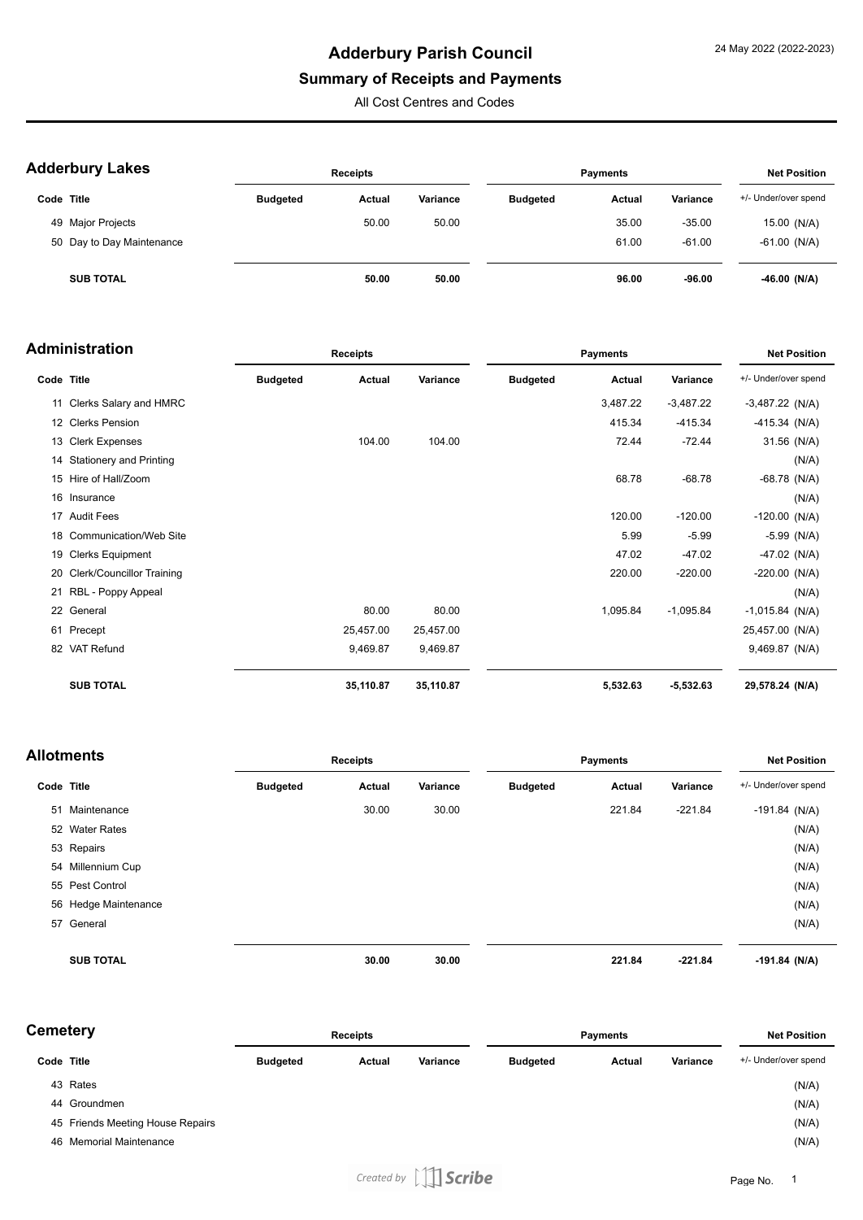# Adderbury Parish Council

## Summary of Receipts and Payments

All Cost Centres and Codes

24 May 2022 (2022-2023)

### Adderbury Lakes

| Code | Title | Receipts Budgeted | Receipts Actual | Receipts Variance | Payments Budgeted | Payments Actual | Payments Variance | Net Position +/- Under/over spend |
|---|---|---|---|---|---|---|---|---|
| 49 | Major Projects | | 50.00 | 50.00 | | 35.00 | -35.00 | 15.00 (N/A) |
| 50 | Day to Day Maintenance | | | | | 61.00 | -61.00 | -61.00 (N/A) |
| | **SUB TOTAL** | | **50.00** | **50.00** | | **96.00** | **-96.00** | **-46.00 (N/A)** |

### Administration

| Code | Title | Receipts Budgeted | Receipts Actual | Receipts Variance | Payments Budgeted | Payments Actual | Payments Variance | Net Position +/- Under/over spend |
|---|---|---|---|---|---|---|---|---|
| 11 | Clerks Salary and HMRC | | | | | 3,487.22 | -3,487.22 | -3,487.22 (N/A) |
| 12 | Clerks Pension | | | | | 415.34 | -415.34 | -415.34 (N/A) |
| 13 | Clerk Expenses | | 104.00 | 104.00 | | 72.44 | -72.44 | 31.56 (N/A) |
| 14 | Stationery and Printing | | | | | | | (N/A) |
| 15 | Hire of Hall/Zoom | | | | | 68.78 | -68.78 | -68.78 (N/A) |
| 16 | Insurance | | | | | | | (N/A) |
| 17 | Audit Fees | | | | | 120.00 | -120.00 | -120.00 (N/A) |
| 18 | Communication/Web Site | | | | | 5.99 | -5.99 | -5.99 (N/A) |
| 19 | Clerks Equipment | | | | | 47.02 | -47.02 | -47.02 (N/A) |
| 20 | Clerk/Councillor Training | | | | | 220.00 | -220.00 | -220.00 (N/A) |
| 21 | RBL - Poppy Appeal | | | | | | | (N/A) |
| 22 | General | | 80.00 | 80.00 | | 1,095.84 | -1,095.84 | -1,015.84 (N/A) |
| 61 | Precept | | 25,457.00 | 25,457.00 | | | | 25,457.00 (N/A) |
| 82 | VAT Refund | | 9,469.87 | 9,469.87 | | | | 9,469.87 (N/A) |
| | **SUB TOTAL** | | **35,110.87** | **35,110.87** | | **5,532.63** | **-5,532.63** | **29,578.24 (N/A)** |

### Allotments

| Code | Title | Receipts Budgeted | Receipts Actual | Receipts Variance | Payments Budgeted | Payments Actual | Payments Variance | Net Position +/- Under/over spend |
|---|---|---|---|---|---|---|---|---|
| 51 | Maintenance | | 30.00 | 30.00 | | 221.84 | -221.84 | -191.84 (N/A) |
| 52 | Water Rates | | | | | | | (N/A) |
| 53 | Repairs | | | | | | | (N/A) |
| 54 | Millennium Cup | | | | | | | (N/A) |
| 55 | Pest Control | | | | | | | (N/A) |
| 56 | Hedge Maintenance | | | | | | | (N/A) |
| 57 | General | | | | | | | (N/A) |
| | **SUB TOTAL** | | **30.00** | **30.00** | | **221.84** | **-221.84** | **-191.84 (N/A)** |

### Cemetery

| Code | Title | Receipts Budgeted | Receipts Actual | Receipts Variance | Payments Budgeted | Payments Actual | Payments Variance | Net Position +/- Under/over spend |
|---|---|---|---|---|---|---|---|---|
| 43 | Rates | | | | | | | (N/A) |
| 44 | Groundmen | | | | | | | (N/A) |
| 45 | Friends Meeting House Repairs | | | | | | | (N/A) |
| 46 | Memorial Maintenance | | | | | | | (N/A) |

Created by Scribe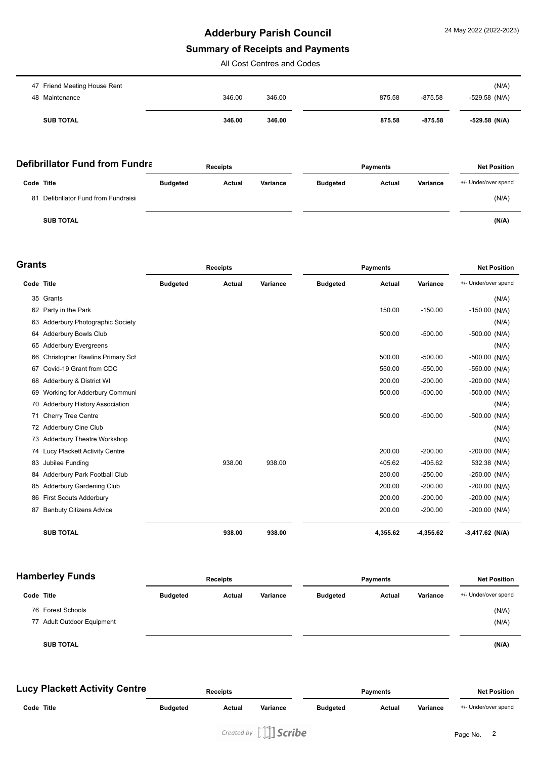# Adderbury Parish Council

## Summary of Receipts and Payments

All Cost Centres and Codes

| Code | Title | Receipts Budgeted | Receipts Actual | Receipts Variance | Payments Budgeted | Payments Actual | Payments Variance | Net Position +/- Under/over spend | |
|---|---|---|---|---|---|---|---|---|---|
| 47 | Friend Meeting House Rent | | | | | | | | (N/A) |
| 48 | Maintenance | | 346.00 | 346.00 | | 875.58 | -875.58 | -529.58 | (N/A) |
| | **SUB TOTAL** | | **346.00** | **346.00** | | **875.58** | **-875.58** | **-529.58** | **(N/A)** |

## Defibrillator Fund from Fundra

| | | Receipts | | | Payments | | | Net Position | |
|---|---|---|---|---|---|---|---|---|---|
| Code | Title | Budgeted | Actual | Variance | Budgeted | Actual | Variance | +/- Under/over spend | |
| 81 | Defibrillator Fund from Fundraisi | | | | | | | | (N/A) |
| | **SUB TOTAL** | | | | | | | | **(N/A)** |

## Grants

| | | Receipts | | | Payments | | | Net Position | |
|---|---|---|---|---|---|---|---|---|---|
| Code | Title | Budgeted | Actual | Variance | Budgeted | Actual | Variance | +/- Under/over spend | |
| 35 | Grants | | | | | | | | (N/A) |
| 62 | Party in the Park | | | | | 150.00 | -150.00 | -150.00 | (N/A) |
| 63 | Adderbury Photographic Society | | | | | | | | (N/A) |
| 64 | Adderbury Bowls Club | | | | | 500.00 | -500.00 | -500.00 | (N/A) |
| 65 | Adderbury Evergreens | | | | | | | | (N/A) |
| 66 | Christopher Rawlins Primary Sch | | | | | 500.00 | -500.00 | -500.00 | (N/A) |
| 67 | Covid-19 Grant from CDC | | | | | 550.00 | -550.00 | -550.00 | (N/A) |
| 68 | Adderbury & District WI | | | | | 200.00 | -200.00 | -200.00 | (N/A) |
| 69 | Working for Adderbury Communi | | | | | 500.00 | -500.00 | -500.00 | (N/A) |
| 70 | Adderbury History Association | | | | | | | | (N/A) |
| 71 | Cherry Tree Centre | | | | | 500.00 | -500.00 | -500.00 | (N/A) |
| 72 | Adderbury Cine Club | | | | | | | | (N/A) |
| 73 | Adderbury Theatre Workshop | | | | | | | | (N/A) |
| 74 | Lucy Plackett Activity Centre | | | | | 200.00 | -200.00 | -200.00 | (N/A) |
| 83 | Jubilee Funding | | 938.00 | 938.00 | | 405.62 | -405.62 | 532.38 | (N/A) |
| 84 | Adderbury Park Football Club | | | | | 250.00 | -250.00 | -250.00 | (N/A) |
| 85 | Adderbury Gardening Club | | | | | 200.00 | -200.00 | -200.00 | (N/A) |
| 86 | First Scouts Adderbury | | | | | 200.00 | -200.00 | -200.00 | (N/A) |
| 87 | Banbuty Citizens Advice | | | | | 200.00 | -200.00 | -200.00 | (N/A) |
| | **SUB TOTAL** | | **938.00** | **938.00** | | **4,355.62** | **-4,355.62** | **-3,417.62** | **(N/A)** |

## Hamberley Funds

| | | Receipts | | | Payments | | | Net Position | |
|---|---|---|---|---|---|---|---|---|---|
| Code | Title | Budgeted | Actual | Variance | Budgeted | Actual | Variance | +/- Under/over spend | |
| 76 | Forest Schools | | | | | | | | (N/A) |
| 77 | Adult Outdoor Equipment | | | | | | | | (N/A) |
| | **SUB TOTAL** | | | | | | | | **(N/A)** |

## Lucy Plackett Activity Centre

| | | Receipts | | | Payments | | | Net Position |
|---|---|---|---|---|---|---|---|---|
| Code | Title | Budgeted | Actual | Variance | Budgeted | Actual | Variance | +/- Under/over spend |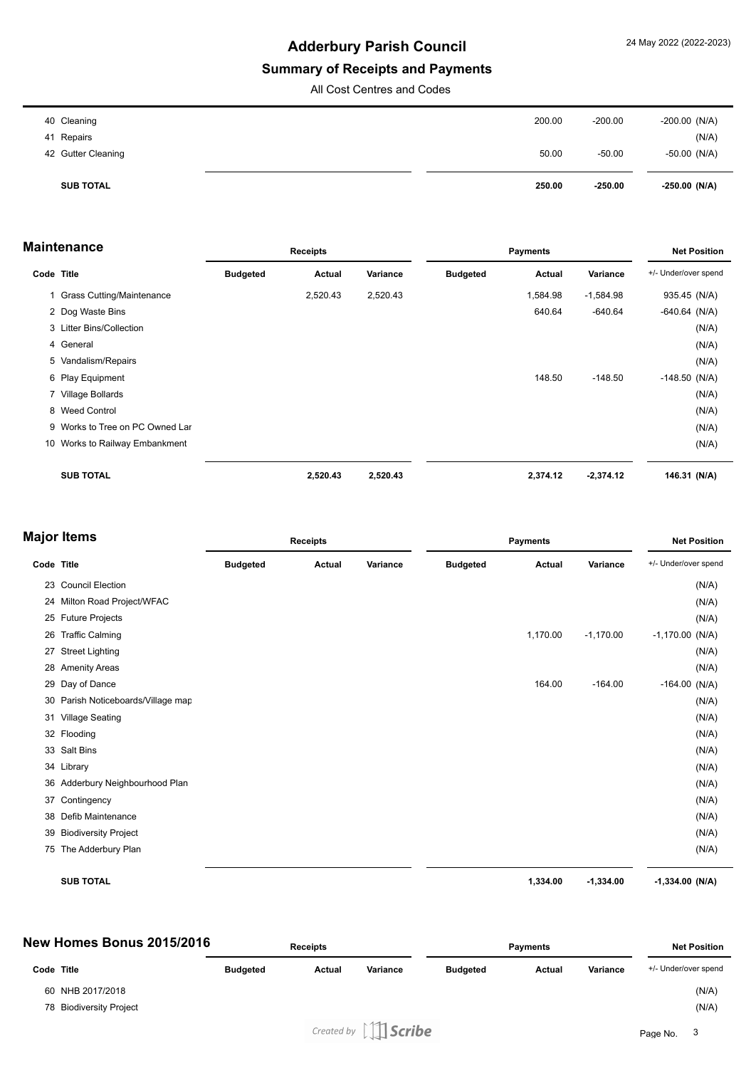| Code | Title | Budgeted | Actual | Variance | Budgeted | Actual | Variance | +/- Under/over spend |
|---|---|---|---|---|---|---|---|---|
| 40 | Cleaning | | | | | 200.00 | -200.00 | -200.00 (N/A) |
| 41 | Repairs | | | | | | | (N/A) |
| 42 | Gutter Cleaning | | | | | 50.00 | -50.00 | -50.00 (N/A) |
| | **SUB TOTAL** | | | | | **250.00** | **-250.00** | **-250.00 (N/A)** |

## Maintenance

| | | Receipts | | | Payments | | | Net Position |
|---|---|---|---|---|---|---|---|---|
| Code | Title | Budgeted | Actual | Variance | Budgeted | Actual | Variance | +/- Under/over spend |
| 1 | Grass Cutting/Maintenance | | 2,520.43 | 2,520.43 | | 1,584.98 | -1,584.98 | 935.45 (N/A) |
| 2 | Dog Waste Bins | | | | | 640.64 | -640.64 | -640.64 (N/A) |
| 3 | Litter Bins/Collection | | | | | | | (N/A) |
| 4 | General | | | | | | | (N/A) |
| 5 | Vandalism/Repairs | | | | | | | (N/A) |
| 6 | Play Equipment | | | | | 148.50 | -148.50 | -148.50 (N/A) |
| 7 | Village Bollards | | | | | | | (N/A) |
| 8 | Weed Control | | | | | | | (N/A) |
| 9 | Works to Tree on PC Owned Lar | | | | | | | (N/A) |
| 10 | Works to Railway Embankment | | | | | | | (N/A) |
| | **SUB TOTAL** | | **2,520.43** | **2,520.43** | | **2,374.12** | **-2,374.12** | **146.31 (N/A)** |

## Major Items

| | | Receipts | | | Payments | | | Net Position |
|---|---|---|---|---|---|---|---|---|
| Code | Title | Budgeted | Actual | Variance | Budgeted | Actual | Variance | +/- Under/over spend |
| 23 | Council Election | | | | | | | (N/A) |
| 24 | Milton Road Project/WFAC | | | | | | | (N/A) |
| 25 | Future Projects | | | | | | | (N/A) |
| 26 | Traffic Calming | | | | | 1,170.00 | -1,170.00 | -1,170.00 (N/A) |
| 27 | Street Lighting | | | | | | | (N/A) |
| 28 | Amenity Areas | | | | | | | (N/A) |
| 29 | Day of Dance | | | | | 164.00 | -164.00 | -164.00 (N/A) |
| 30 | Parish Noticeboards/Village map | | | | | | | (N/A) |
| 31 | Village Seating | | | | | | | (N/A) |
| 32 | Flooding | | | | | | | (N/A) |
| 33 | Salt Bins | | | | | | | (N/A) |
| 34 | Library | | | | | | | (N/A) |
| 36 | Adderbury Neighbourhood Plan | | | | | | | (N/A) |
| 37 | Contingency | | | | | | | (N/A) |
| 38 | Defib Maintenance | | | | | | | (N/A) |
| 39 | Biodiversity Project | | | | | | | (N/A) |
| 75 | The Adderbury Plan | | | | | | | (N/A) |
| | **SUB TOTAL** | | | | | **1,334.00** | **-1,334.00** | **-1,334.00 (N/A)** |

## New Homes Bonus 2015/2016

| | | Receipts | | | Payments | | | Net Position |
|---|---|---|---|---|---|---|---|---|
| Code | Title | Budgeted | Actual | Variance | Budgeted | Actual | Variance | +/- Under/over spend |
| 60 | NHB 2017/2018 | | | | | | | (N/A) |
| 78 | Biodiversity Project | | | | | | | (N/A) |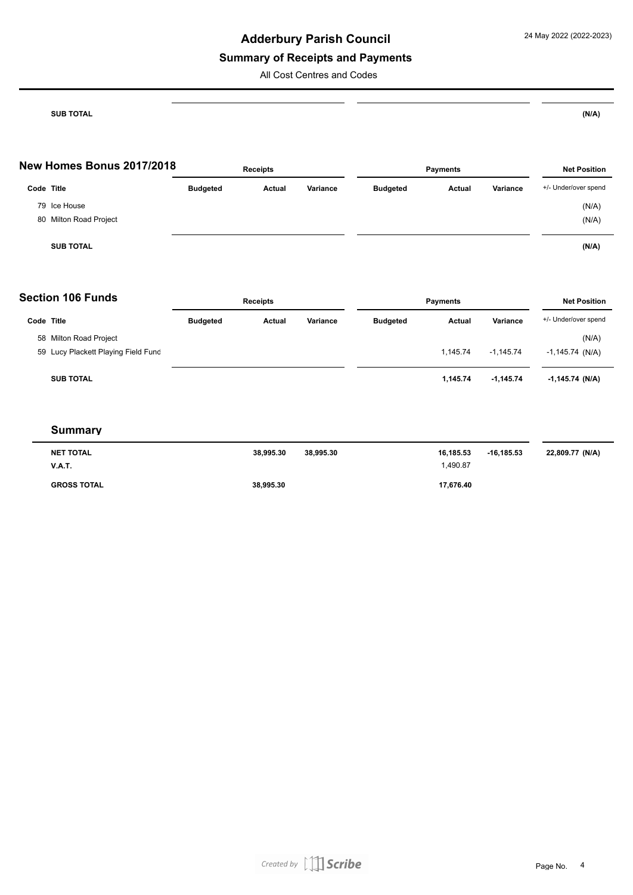| | | | | | | | |
|---|---|---|---|---|---|---|---|
| **SUB TOTAL** | | | | | | | **(N/A)** |

## New Homes Bonus 2017/2018

| Code Title | Receipts | | | Payments | | | Net Position |
|---|---|---|---|---|---|---|---|
| | Budgeted | Actual | Variance | Budgeted | Actual | Variance | +/- Under/over spend |
| 79 Ice House | | | | | | | (N/A) |
| 80 Milton Road Project | | | | | | | (N/A) |
| **SUB TOTAL** | | | | | | | **(N/A)** |

## Section 106 Funds

| Code Title | Receipts | | | Payments | | | Net Position |
|---|---|---|---|---|---|---|---|
| | Budgeted | Actual | Variance | Budgeted | Actual | Variance | +/- Under/over spend |
| 58 Milton Road Project | | | | | | | (N/A) |
| 59 Lucy Plackett Playing Field Fund | | | | | 1,145.74 | -1,145.74 | -1,145.74 (N/A) |
| **SUB TOTAL** | | | | | **1,145.74** | **-1,145.74** | **-1,145.74 (N/A)** |

## Summary

| | Budgeted | Actual | Variance | Budgeted | Actual | Variance | Net Position |
|---|---|---|---|---|---|---|---|
| **NET TOTAL** | | **38,995.30** | **38,995.30** | | **16,185.53** | **-16,185.53** | **22,809.77 (N/A)** |
| **V.A.T.** | | | | | 1,490.87 | | |
| **GROSS TOTAL** | | **38,995.30** | | | **17,676.40** | | |